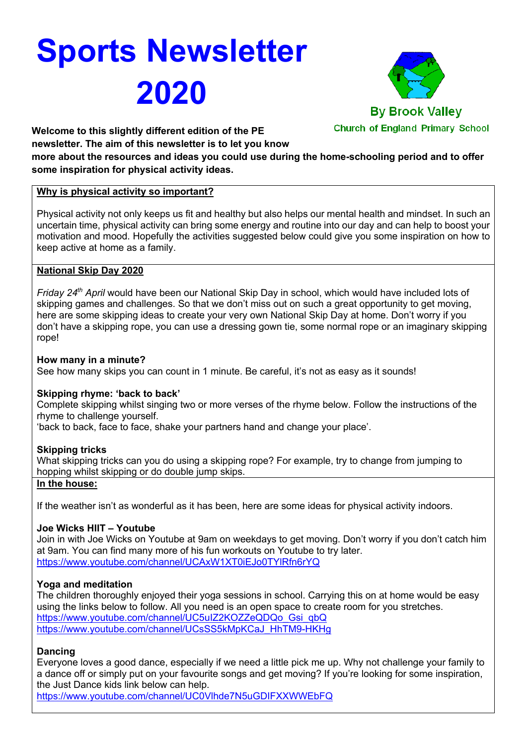# Sports Newsletter 2020

By Brook Valley

Church of England Primary School

**Welcome to this slightly different edition of the PE newsletter. The aim of this newsletter is to let you know more about the resources and ideas you could use during the home-schooling period and to offer some inspiration for physical activity ideas.**

## Why is physical activity so important?

Physical activity not only keeps us fit and healthy but also helps our mental health and mindset. In such an uncertain time, physical activity can bring some energy and routine into our day and can help to boost your motivation and mood. Hopefully the activities suggested below could give you some inspiration on how to keep active at home as a family.

## National Skip Day 2020

*Friday 24th April* would have been our National Skip Day in school, which would have included lots of skipping games and challenges. So that we don't miss out on such a great opportunity to get moving, here are some skipping ideas to create your very own National Skip Day at home. Don't worry if you don't have a skipping rope, you can use a dressing gown tie, some normal rope or an imaginary skipping rope!

### How many in a minute?

See how many skips you can count in 1 minute. Be careful, it's not as easy as it sounds!

### Skipping rhyme: 'back to back'

Complete skipping whilst singing two or more verses of the rhyme below. Follow the instructions of the rhyme to challenge yourself.

'back to back, face to face, shake your partners hand and change your place'.

### Skipping tricks

What skipping tricks can you do using a skipping rope? For example, try to change from jumping to hopping whilst skipping or do double jump skips.

## In the house:

If the weather isn't as wonderful as it has been, here are some ideas for physical activity indoors.

### Joe Wicks HIIT – Youtube

Join in with Joe Wicks on Youtube at 9am on weekdays to get moving. Don't worry if you don't catch him at 9am. You can find many more of his fun workouts on Youtube to try later.

https://www.youtube.com/channel/UCAxW1XT0iEJo0TYlRfn6rYQ

### Yoga and meditation

The children thoroughly enjoyed their yoga sessions in school. Carrying this on at home would be easy using the links below to follow. All you need is an open space to create room for you stretches.

https://www.youtube.com/channel/UC5uIZ2KOZZeQDQo_Gsi_qbQ

https://www.youtube.com/channel/UCsSS5kMpKCaJ_HhTM9-HKHg

### Dancing

Everyone loves a good dance, especially if we need a little pick me up. Why not challenge your family to a dance off or simply put on your favourite songs and get moving? If you're looking for some inspiration, the Just Dance kids link below can help.

https://www.youtube.com/channel/UC0Vlhde7N5uGDIFXXWWEbFQ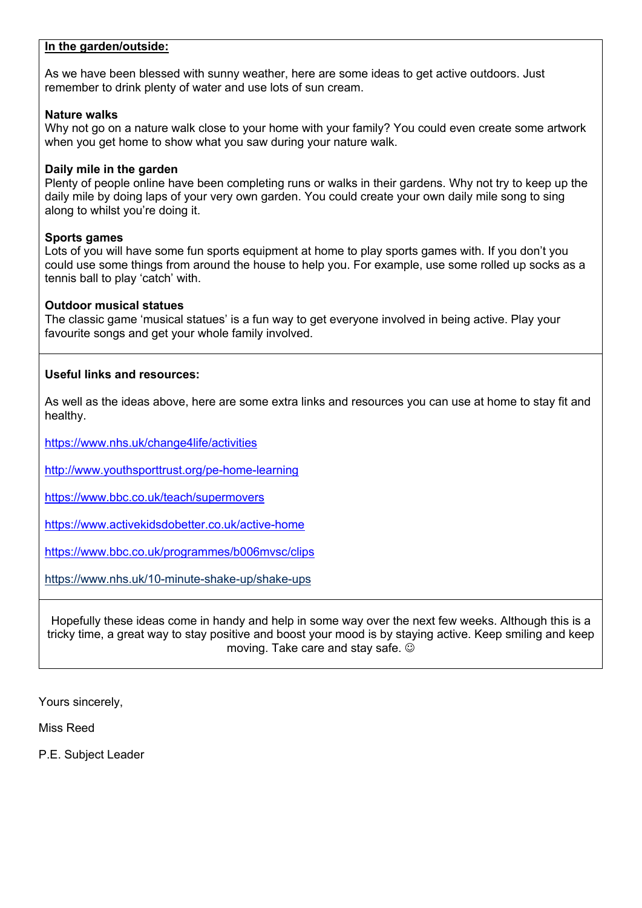**In the garden/outside:**

As we have been blessed with sunny weather, here are some ideas to get active outdoors. Just remember to drink plenty of water and use lots of sun cream.

**Nature walks**

Why not go on a nature walk close to your home with your family? You could even create some artwork when you get home to show what you saw during your nature walk.

**Daily mile in the garden**

Plenty of people online have been completing runs or walks in their gardens. Why not try to keep up the daily mile by doing laps of your very own garden. You could create your own daily mile song to sing along to whilst you're doing it.

**Sports games**

Lots of you will have some fun sports equipment at home to play sports games with. If you don't you could use some things from around the house to help you. For example, use some rolled up socks as a tennis ball to play 'catch' with.

**Outdoor musical statues**

The classic game 'musical statues' is a fun way to get everyone involved in being active. Play your favourite songs and get your whole family involved.

**Useful links and resources:**

As well as the ideas above, here are some extra links and resources you can use at home to stay fit and healthy.

https://www.nhs.uk/change4life/activities

http://www.youthsporttrust.org/pe-home-learning

https://www.bbc.co.uk/teach/supermovers

https://www.activekidsdobetter.co.uk/active-home

https://www.bbc.co.uk/programmes/b006mvsc/clips

https://www.nhs.uk/10-minute-shake-up/shake-ups

Hopefully these ideas come in handy and help in some way over the next few weeks. Although this is a tricky time, a great way to stay positive and boost your mood is by staying active. Keep smiling and keep moving. Take care and stay safe. ☺

Yours sincerely,

Miss Reed

P.E. Subject Leader